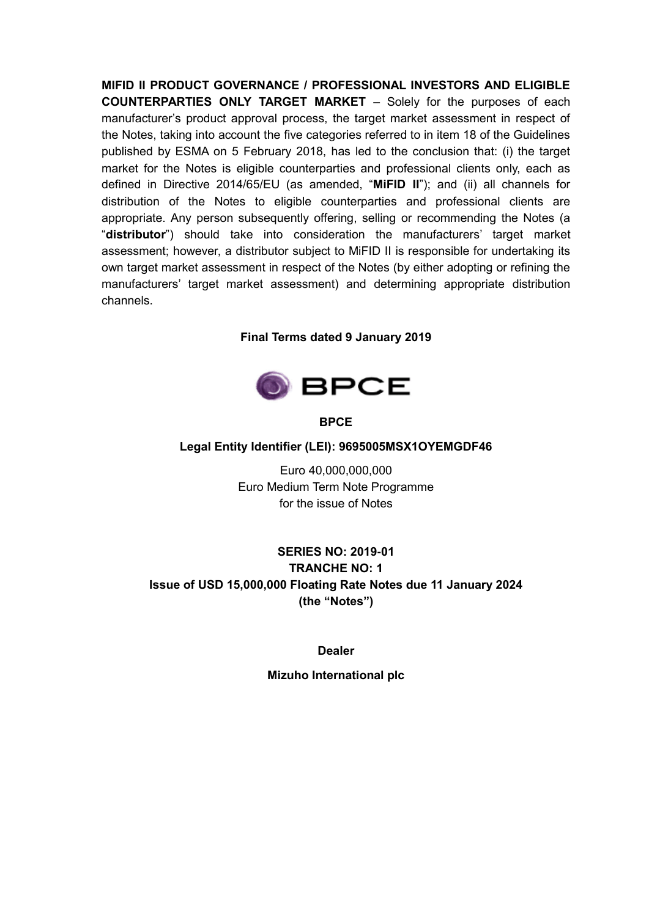**MIFID II PRODUCT GOVERNANCE / PROFESSIONAL INVESTORS AND ELIGIBLE COUNTERPARTIES ONLY TARGET MARKET** – Solely for the purposes of each manufacturer's product approval process, the target market assessment in respect of the Notes, taking into account the five categories referred to in item 18 of the Guidelines published by ESMA on 5 February 2018, has led to the conclusion that: (i) the target market for the Notes is eligible counterparties and professional clients only, each as defined in Directive 2014/65/EU (as amended, "**MiFID II**"); and (ii) all channels for distribution of the Notes to eligible counterparties and professional clients are appropriate. Any person subsequently offering, selling or recommending the Notes (a "**distributor**") should take into consideration the manufacturers' target market assessment; however, a distributor subject to MiFID II is responsible for undertaking its own target market assessment in respect of the Notes (by either adopting or refining the manufacturers' target market assessment) and determining appropriate distribution channels.

**Final Terms dated 9 January 2019**

**BPCE**

**BPCE**

**Legal Entity Identifier (LEI): 9695005MSX1OYEMGDF46**

Euro 40,000,000,000
Euro Medium Term Note Programme
for the issue of Notes

**SERIES NO: 2019-01**
**TRANCHE NO: 1**
**Issue of USD 15,000,000 Floating Rate Notes due 11 January 2024**
**(the "Notes")**

**Dealer**

**Mizuho International plc**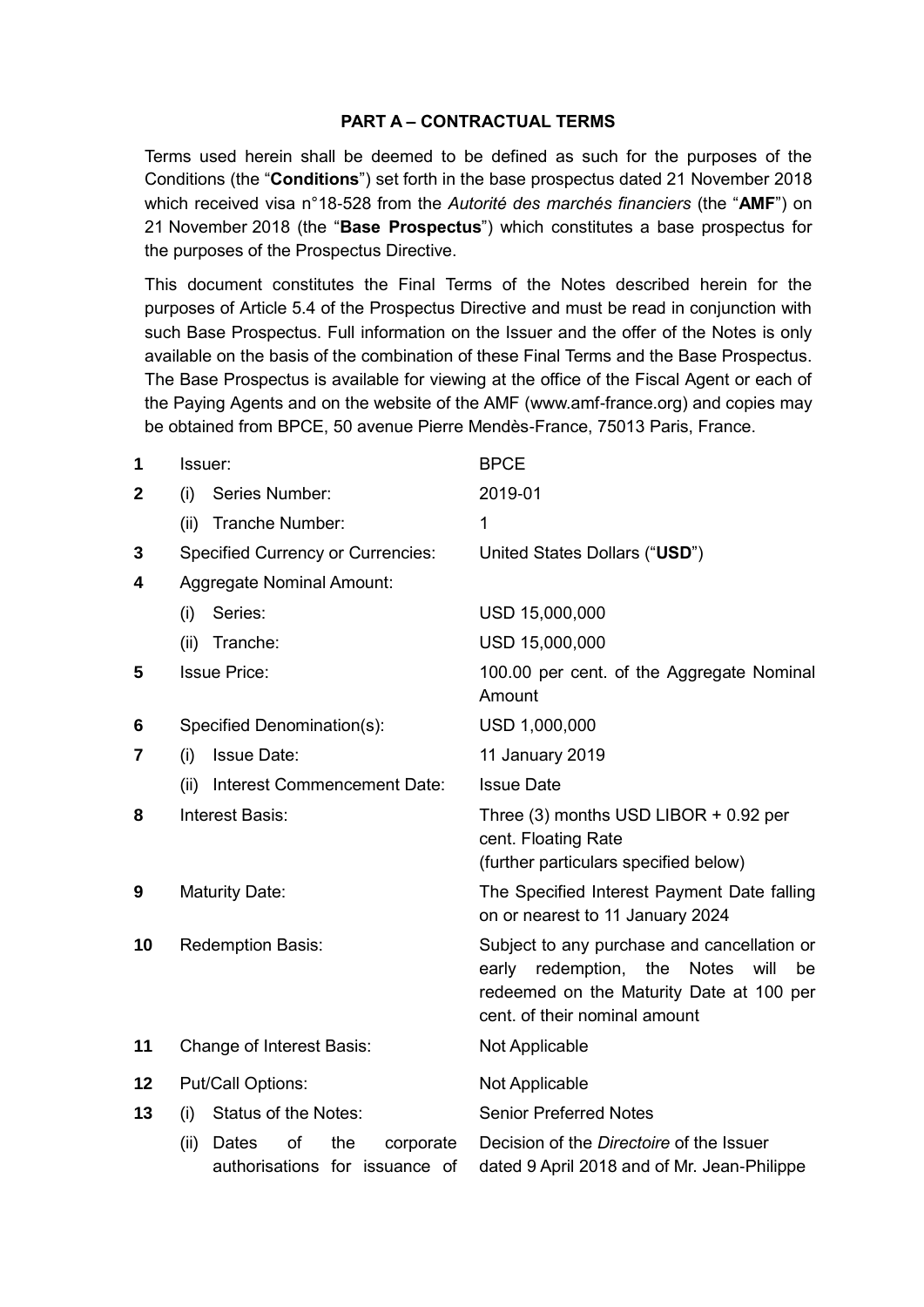### PART A – CONTRACTUAL TERMS

Terms used herein shall be deemed to be defined as such for the purposes of the Conditions (the "**Conditions**") set forth in the base prospectus dated 21 November 2018 which received visa n°18-528 from the *Autorité des marchés financiers* (the "**AMF**") on 21 November 2018 (the "**Base Prospectus**") which constitutes a base prospectus for the purposes of the Prospectus Directive.

This document constitutes the Final Terms of the Notes described herein for the purposes of Article 5.4 of the Prospectus Directive and must be read in conjunction with such Base Prospectus. Full information on the Issuer and the offer of the Notes is only available on the basis of the combination of these Final Terms and the Base Prospectus. The Base Prospectus is available for viewing at the office of the Fiscal Agent or each of the Paying Agents and on the website of the AMF (www.amf-france.org) and copies may be obtained from BPCE, 50 avenue Pierre Mendès-France, 75013 Paris, France.

| | | |
|---|---|---|
| **1** | Issuer: | BPCE |
| **2** | (i) Series Number: | 2019-01 |
| | (ii) Tranche Number: | 1 |
| **3** | Specified Currency or Currencies: | United States Dollars ("**USD**") |
| **4** | Aggregate Nominal Amount: | |
| | (i) Series: | USD 15,000,000 |
| | (ii) Tranche: | USD 15,000,000 |
| **5** | Issue Price: | 100.00 per cent. of the Aggregate Nominal Amount |
| **6** | Specified Denomination(s): | USD 1,000,000 |
| **7** | (i) Issue Date: | 11 January 2019 |
| | (ii) Interest Commencement Date: | Issue Date |
| **8** | Interest Basis: | Three (3) months USD LIBOR + 0.92 per cent. Floating Rate (further particulars specified below) |
| **9** | Maturity Date: | The Specified Interest Payment Date falling on or nearest to 11 January 2024 |
| **10** | Redemption Basis: | Subject to any purchase and cancellation or early redemption, the Notes will be redeemed on the Maturity Date at 100 per cent. of their nominal amount |
| **11** | Change of Interest Basis: | Not Applicable |
| **12** | Put/Call Options: | Not Applicable |
| **13** | (i) Status of the Notes: | Senior Preferred Notes |
| | (ii) Dates of the corporate authorisations for issuance of | Decision of the *Directoire* of the Issuer dated 9 April 2018 and of Mr. Jean-Philippe |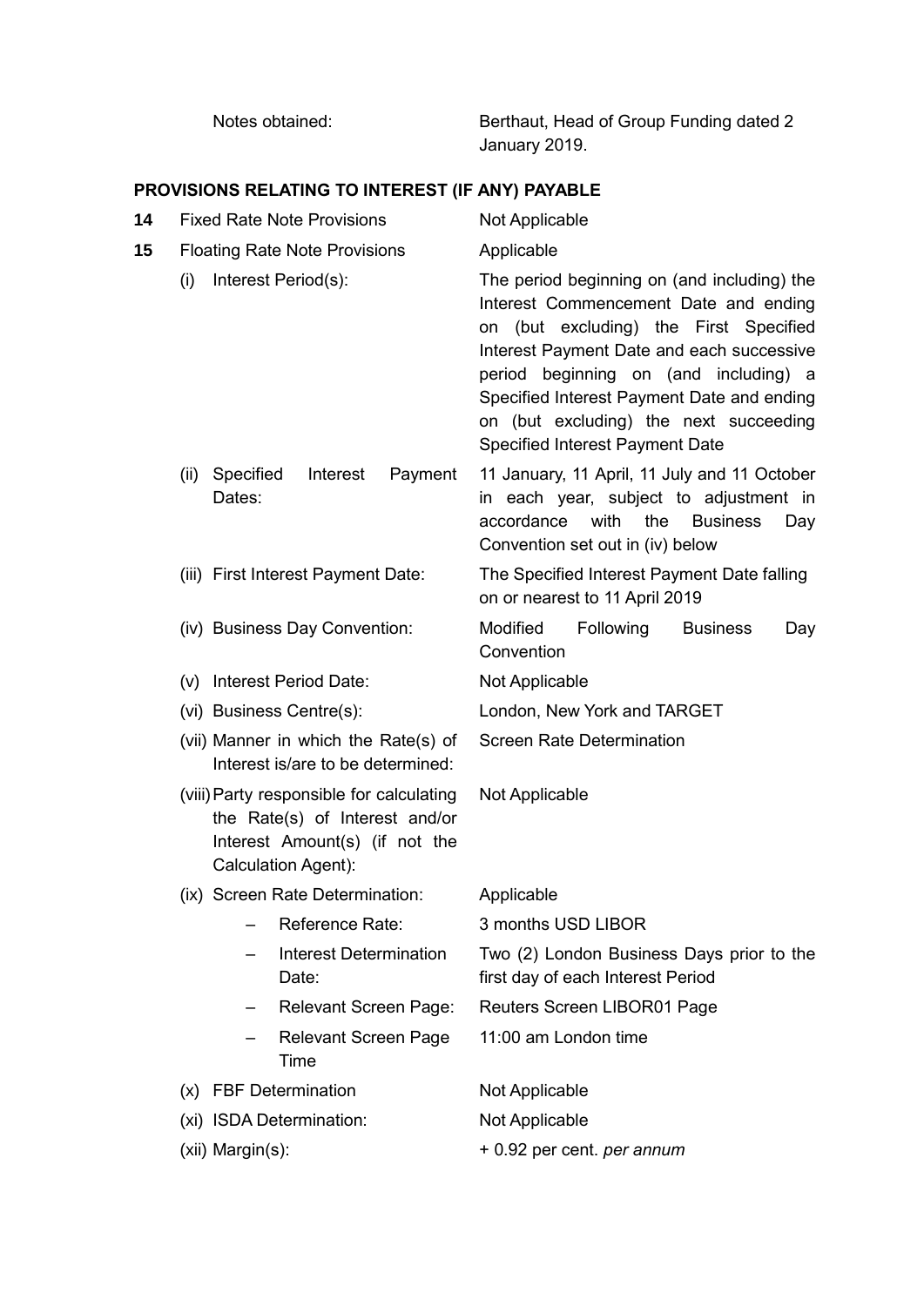| | | |
|---|---|---|
| | Notes obtained: | Berthaut, Head of Group Funding dated 2 January 2019. |

## PROVISIONS RELATING TO INTEREST (IF ANY) PAYABLE

| | | |
|---|---|---|
| **14** | Fixed Rate Note Provisions | Not Applicable |
| **15** | Floating Rate Note Provisions | Applicable |
| | (i) Interest Period(s): | The period beginning on (and including) the Interest Commencement Date and ending on (but excluding) the First Specified Interest Payment Date and each successive period beginning on (and including) a Specified Interest Payment Date and ending on (but excluding) the next succeeding Specified Interest Payment Date |
| | (ii) Specified Interest Payment Dates: | 11 January, 11 April, 11 July and 11 October in each year, subject to adjustment in accordance with the Business Day Convention set out in (iv) below |
| | (iii) First Interest Payment Date: | The Specified Interest Payment Date falling on or nearest to 11 April 2019 |
| | (iv) Business Day Convention: | Modified Following Business Day Convention |
| | (v) Interest Period Date: | Not Applicable |
| | (vi) Business Centre(s): | London, New York and TARGET |
| | (vii) Manner in which the Rate(s) of Interest is/are to be determined: | Screen Rate Determination |
| | (viii) Party responsible for calculating the Rate(s) of Interest and/or Interest Amount(s) (if not the Calculation Agent): | Not Applicable |
| | (ix) Screen Rate Determination: | Applicable |
| | – Reference Rate: | 3 months USD LIBOR |
| | – Interest Determination Date: | Two (2) London Business Days prior to the first day of each Interest Period |
| | – Relevant Screen Page: | Reuters Screen LIBOR01 Page |
| | – Relevant Screen Page Time | 11:00 am London time |
| | (x) FBF Determination | Not Applicable |
| | (xi) ISDA Determination: | Not Applicable |
| | (xii) Margin(s): | + 0.92 per cent. *per annum* |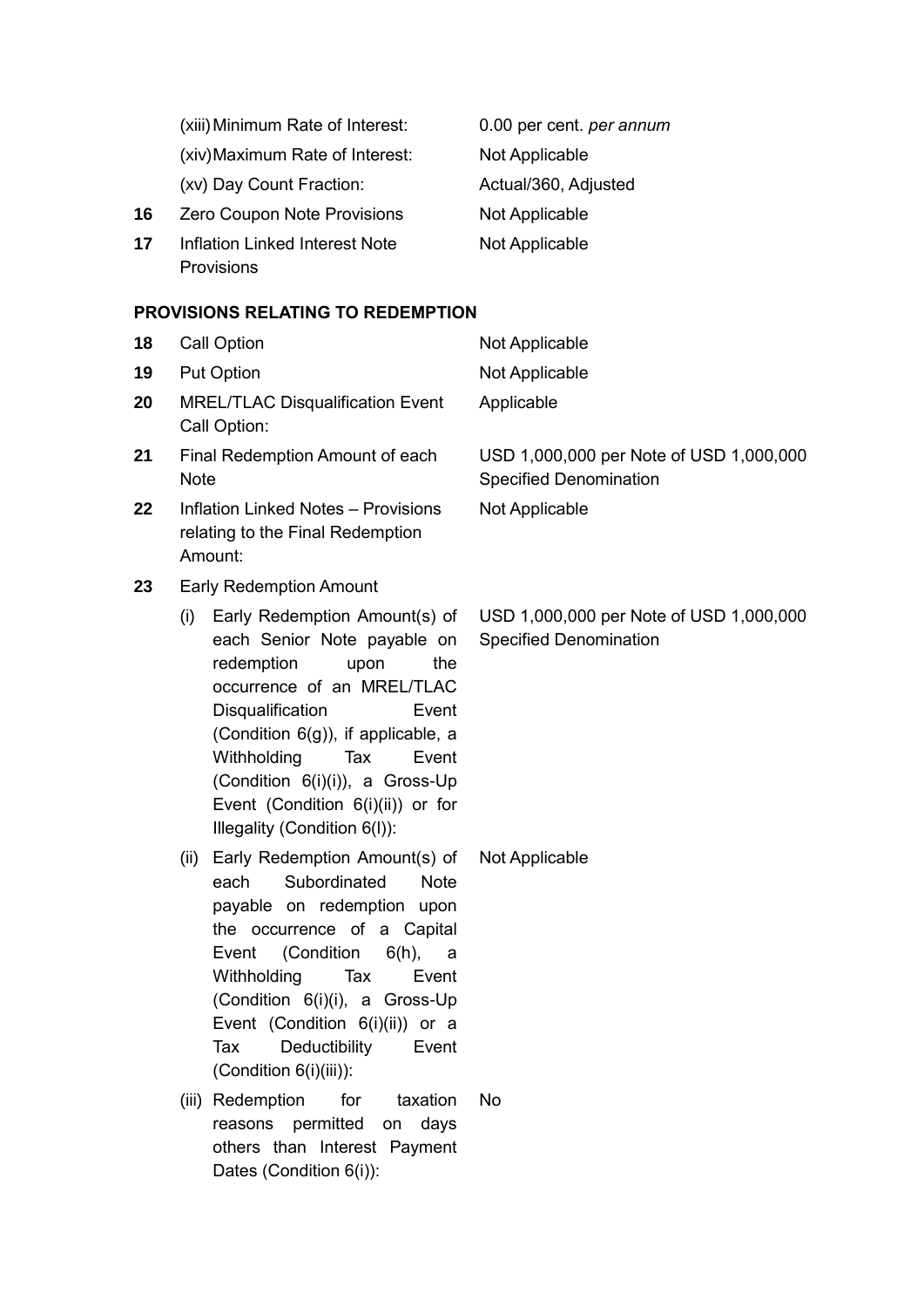| | | |
|---|---|---|
| | (xiii) Minimum Rate of Interest: | 0.00 per cent. *per annum* |
| | (xiv) Maximum Rate of Interest: | Not Applicable |
| | (xv) Day Count Fraction: | Actual/360, Adjusted |
| 16 | Zero Coupon Note Provisions | Not Applicable |
| 17 | Inflation Linked Interest Note Provisions | Not Applicable |

**PROVISIONS RELATING TO REDEMPTION**

| | | |
|---|---|---|
| 18 | Call Option | Not Applicable |
| 19 | Put Option | Not Applicable |
| 20 | MREL/TLAC Disqualification Event Call Option: | Applicable |
| 21 | Final Redemption Amount of each Note | USD 1,000,000 per Note of USD 1,000,000 Specified Denomination |
| 22 | Inflation Linked Notes – Provisions relating to the Final Redemption Amount: | Not Applicable |
| 23 | Early Redemption Amount | |
| | (i) Early Redemption Amount(s) of each Senior Note payable on redemption upon the occurrence of an MREL/TLAC Disqualification Event (Condition 6(g)), if applicable, a Withholding Tax Event (Condition 6(i)(i)), a Gross-Up Event (Condition 6(i)(ii)) or for Illegality (Condition 6(l)): | USD 1,000,000 per Note of USD 1,000,000 Specified Denomination |
| | (ii) Early Redemption Amount(s) of each Subordinated Note payable on redemption upon the occurrence of a Capital Event (Condition 6(h), a Withholding Tax Event (Condition 6(i)(i), a Gross-Up Event (Condition 6(i)(ii)) or a Tax Deductibility Event (Condition 6(i)(iii)): | Not Applicable |
| | (iii) Redemption for taxation reasons permitted on days others than Interest Payment Dates (Condition 6(i)): | No |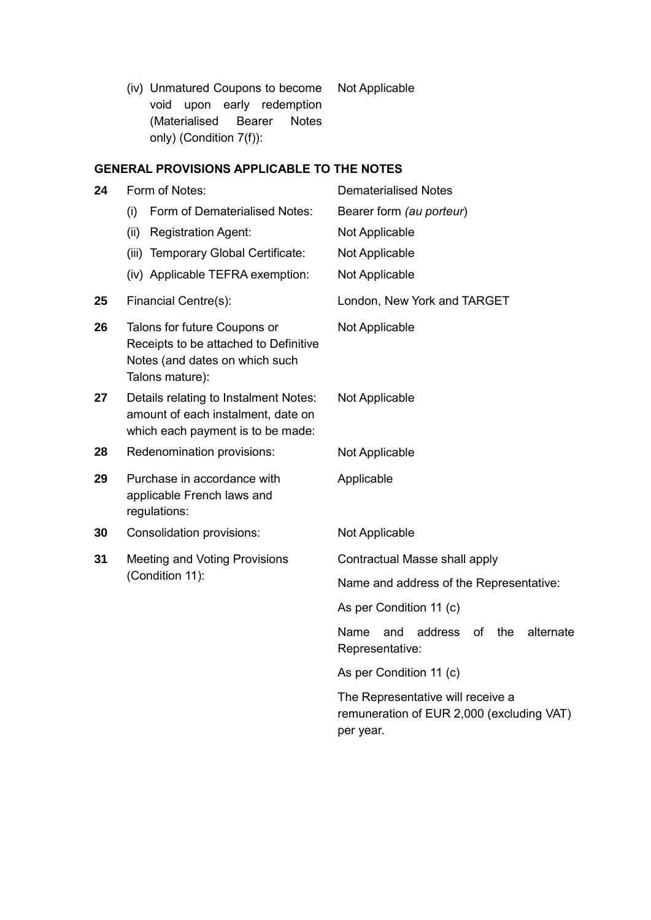| | | |
|---|---|---|
| | (iv) Unmatured Coupons to become void upon early redemption (Materialised Bearer Notes only) (Condition 7(f)): | Not Applicable |

## GENERAL PROVISIONS APPLICABLE TO THE NOTES

| | | |
|---|---|---|
| **24** | Form of Notes: | Dematerialised Notes |
| | (i) Form of Dematerialised Notes: | Bearer form *(au porteur)* |
| | (ii) Registration Agent: | Not Applicable |
| | (iii) Temporary Global Certificate: | Not Applicable |
| | (iv) Applicable TEFRA exemption: | Not Applicable |
| **25** | Financial Centre(s): | London, New York and TARGET |
| **26** | Talons for future Coupons or Receipts to be attached to Definitive Notes (and dates on which such Talons mature): | Not Applicable |
| **27** | Details relating to Instalment Notes: amount of each instalment, date on which each payment is to be made: | Not Applicable |
| **28** | Redenomination provisions: | Not Applicable |
| **29** | Purchase in accordance with applicable French laws and regulations: | Applicable |
| **30** | Consolidation provisions: | Not Applicable |
| **31** | Meeting and Voting Provisions (Condition 11): | Contractual Masse shall apply<br><br>Name and address of the Representative:<br><br>As per Condition 11 (c)<br><br>Name and address of the alternate Representative:<br><br>As per Condition 11 (c)<br><br>The Representative will receive a remuneration of EUR 2,000 (excluding VAT) per year. |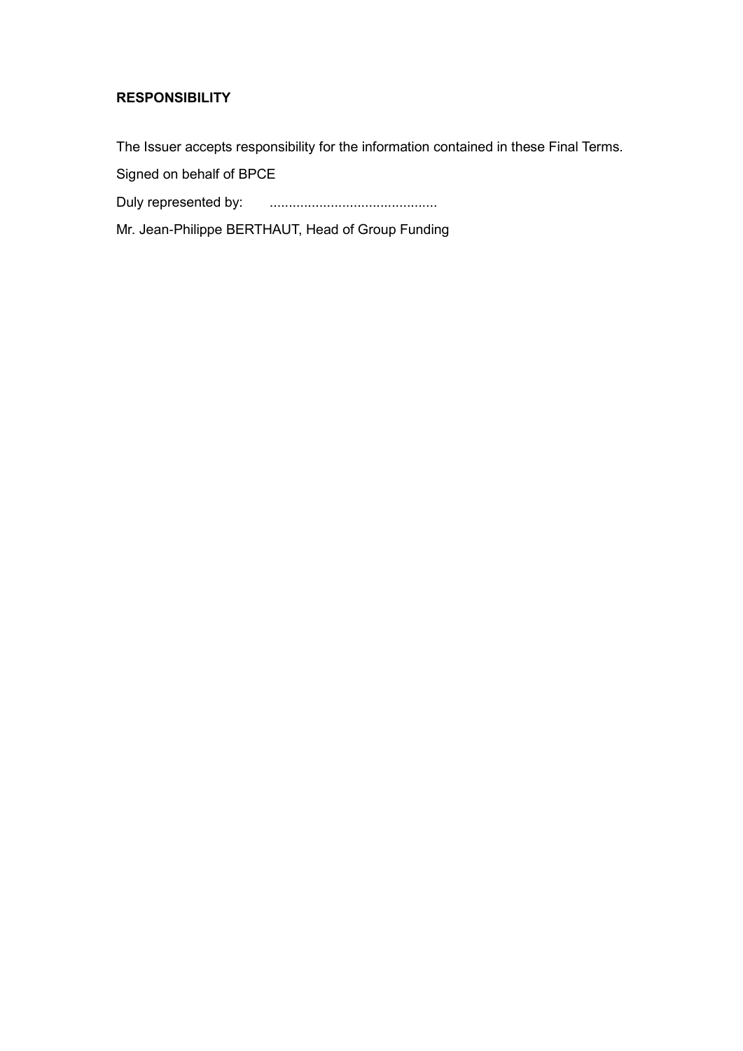## RESPONSIBILITY

The Issuer accepts responsibility for the information contained in these Final Terms.

Signed on behalf of BPCE

Duly represented by: ............................................

Mr. Jean-Philippe BERTHAUT, Head of Group Funding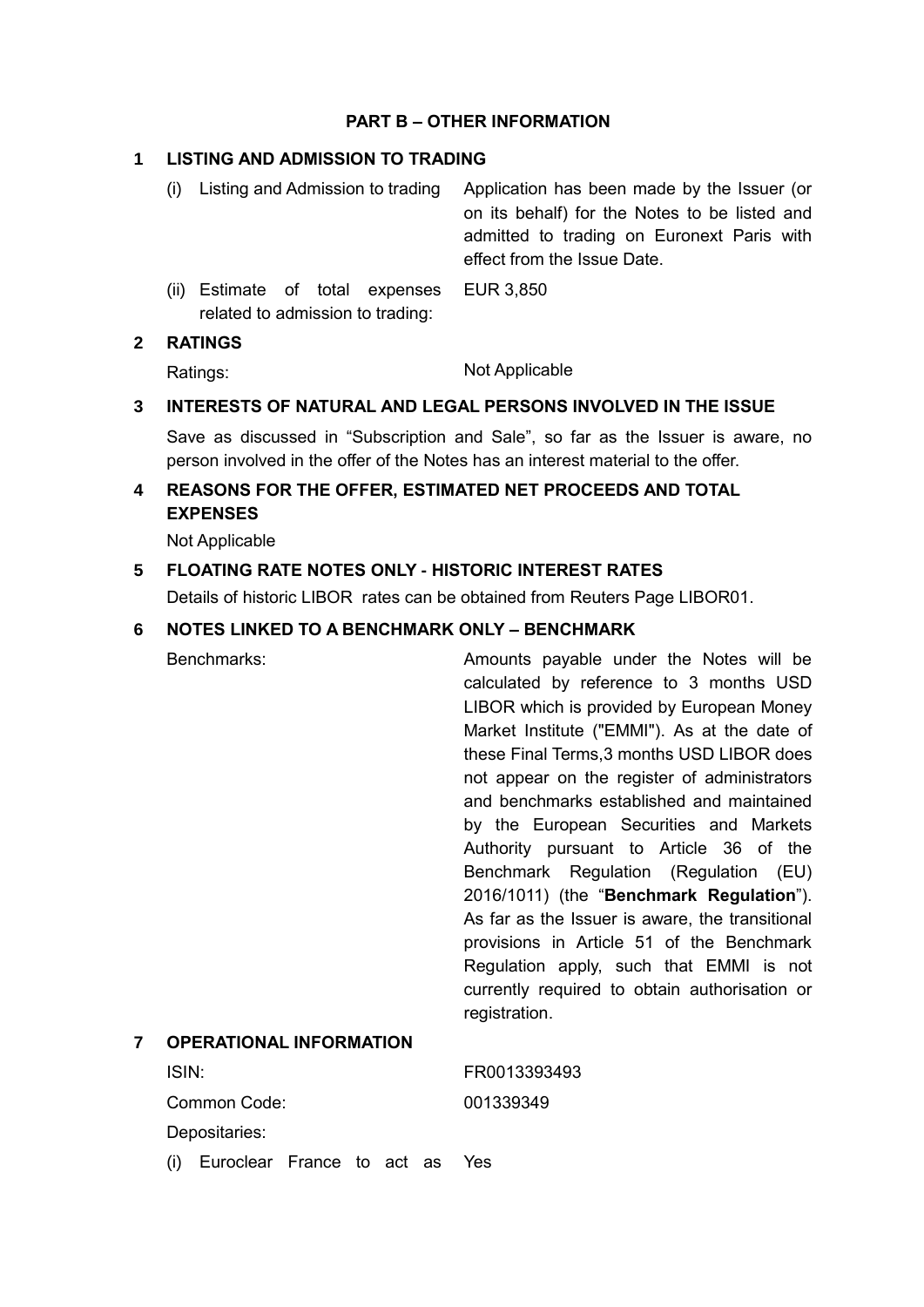## PART B – OTHER INFORMATION

### 1 LISTING AND ADMISSION TO TRADING

| | |
|---|---|
| (i) Listing and Admission to trading | Application has been made by the Issuer (or on its behalf) for the Notes to be listed and admitted to trading on Euronext Paris with effect from the Issue Date. |
| (ii) Estimate of total expenses related to admission to trading: | EUR 3,850 |

### 2 RATINGS

| | |
|---|---|
| Ratings: | Not Applicable |

### 3 INTERESTS OF NATURAL AND LEGAL PERSONS INVOLVED IN THE ISSUE

Save as discussed in "Subscription and Sale", so far as the Issuer is aware, no person involved in the offer of the Notes has an interest material to the offer.

### 4 REASONS FOR THE OFFER, ESTIMATED NET PROCEEDS AND TOTAL EXPENSES

Not Applicable

### 5 FLOATING RATE NOTES ONLY - HISTORIC INTEREST RATES

Details of historic LIBOR rates can be obtained from Reuters Page LIBOR01.

### 6 NOTES LINKED TO A BENCHMARK ONLY – BENCHMARK

| | |
|---|---|
| Benchmarks: | Amounts payable under the Notes will be calculated by reference to 3 months USD LIBOR which is provided by European Money Market Institute ("EMMI"). As at the date of these Final Terms,3 months USD LIBOR does not appear on the register of administrators and benchmarks established and maintained by the European Securities and Markets Authority pursuant to Article 36 of the Benchmark Regulation (Regulation (EU) 2016/1011) (the "**Benchmark Regulation**"). As far as the Issuer is aware, the transitional provisions in Article 51 of the Benchmark Regulation apply, such that EMMI is not currently required to obtain authorisation or registration. |

### 7 OPERATIONAL INFORMATION

| | |
|---|---|
| ISIN: | FR0013393493 |
| Common Code: | 001339349 |
| Depositaries: | |
| (i) Euroclear France to act as | Yes |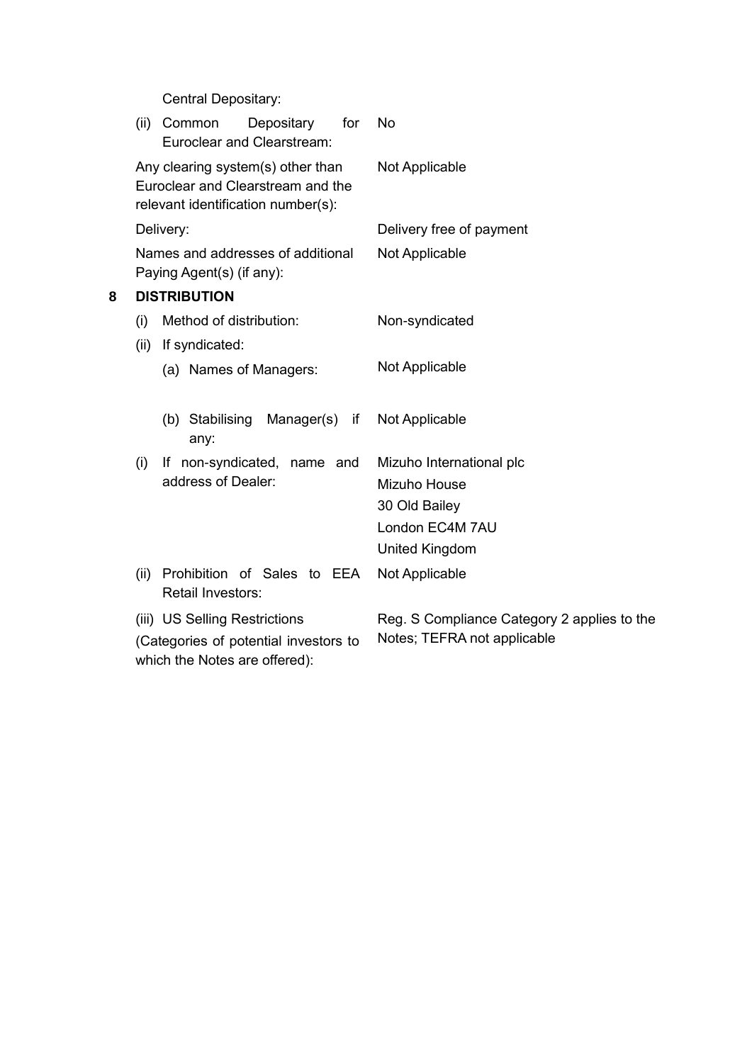| | |
|---|---|
| Central Depositary: | |
| (ii) Common Depositary for Euroclear and Clearstream: | No |
| Any clearing system(s) other than Euroclear and Clearstream and the relevant identification number(s): | Not Applicable |
| Delivery: | Delivery free of payment |
| Names and addresses of additional Paying Agent(s) (if any): | Not Applicable |

## 8 DISTRIBUTION

| | |
|---|---|
| (i) Method of distribution: | Non-syndicated |
| (ii) If syndicated: | |
| (a) Names of Managers: | Not Applicable |
| (b) Stabilising Manager(s) if any: | Not Applicable |
| (i) If non-syndicated, name and address of Dealer: | Mizuho International plc<br>Mizuho House<br>30 Old Bailey<br>London EC4M 7AU<br>United Kingdom |
| (ii) Prohibition of Sales to EEA Retail Investors: | Not Applicable |
| (iii) US Selling Restrictions<br>(Categories of potential investors to which the Notes are offered): | Reg. S Compliance Category 2 applies to the Notes; TEFRA not applicable |